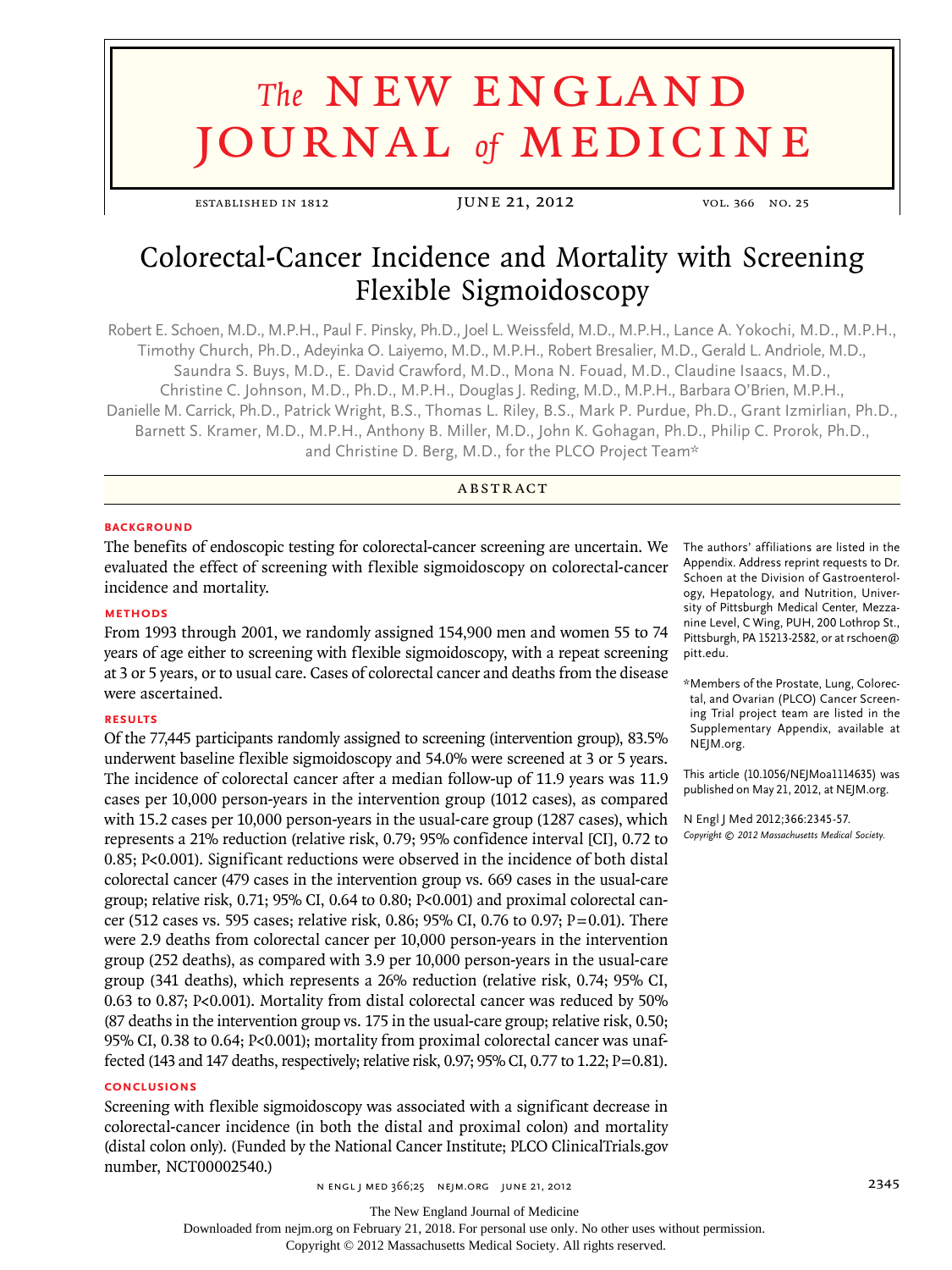# Colorectal-Cancer Incidence and Mortality with Screening Flexible Sigmoidoscopy

Robert E. Schoen, M.D., M.P.H., Paul F. Pinsky, Ph.D., Joel L. Weissfeld, M.D., M.P.H., Lance A. Yokochi, M.D., M.P.H., Timothy Church, Ph.D., Adeyinka O. Laiyemo, M.D., M.P.H., Robert Bresalier, M.D., Gerald L. Andriole, M.D., Saundra S. Buys, M.D., E. David Crawford, M.D., Mona N. Fouad, M.D., Claudine Isaacs, M.D., Christine C. Johnson, M.D., Ph.D., M.P.H., Douglas J. Reding, M.D., M.P.H., Barbara O'Brien, M.P.H., Danielle M. Carrick, Ph.D., Patrick Wright, B.S., Thomas L. Riley, B.S., Mark P. Purdue, Ph.D., Grant Izmirlian, Ph.D., Barnett S. Kramer, M.D., M.P.H., Anthony B. Miller, M.D., John K. Gohagan, Ph.D., Philip C. Prorok, Ph.D., and Christine D. Berg, M.D., for the PLCO Project Team*

## ABSTRACT

### BACKGROUND

The benefits of endoscopic testing for colorectal-cancer screening are uncertain. We evaluated the effect of screening with flexible sigmoidoscopy on colorectal-cancer incidence and mortality.

### METHODS

From 1993 through 2001, we randomly assigned 154,900 men and women 55 to 74 years of age either to screening with flexible sigmoidoscopy, with a repeat screening at 3 or 5 years, or to usual care. Cases of colorectal cancer and deaths from the disease were ascertained.

### RESULTS

Of the 77,445 participants randomly assigned to screening (intervention group), 83.5% underwent baseline flexible sigmoidoscopy and 54.0% were screened at 3 or 5 years. The incidence of colorectal cancer after a median follow-up of 11.9 years was 11.9 cases per 10,000 person-years in the intervention group (1012 cases), as compared with 15.2 cases per 10,000 person-years in the usual-care group (1287 cases), which represents a 21% reduction (relative risk, 0.79; 95% confidence interval [CI], 0.72 to 0.85; P<0.001). Significant reductions were observed in the incidence of both distal colorectal cancer (479 cases in the intervention group vs. 669 cases in the usual-care group; relative risk, 0.71; 95% CI, 0.64 to 0.80; P<0.001) and proximal colorectal cancer (512 cases vs. 595 cases; relative risk, 0.86; 95% CI, 0.76 to 0.97; P=0.01). There were 2.9 deaths from colorectal cancer per 10,000 person-years in the intervention group (252 deaths), as compared with 3.9 per 10,000 person-years in the usual-care group (341 deaths), which represents a 26% reduction (relative risk, 0.74; 95% CI, 0.63 to 0.87; P<0.001). Mortality from distal colorectal cancer was reduced by 50% (87 deaths in the intervention group vs. 175 in the usual-care group; relative risk, 0.50; 95% CI, 0.38 to 0.64; P<0.001); mortality from proximal colorectal cancer was unaffected (143 and 147 deaths, respectively; relative risk, 0.97; 95% CI, 0.77 to 1.22; P=0.81).

### CONCLUSIONS

Screening with flexible sigmoidoscopy was associated with a significant decrease in colorectal-cancer incidence (in both the distal and proximal colon) and mortality (distal colon only). (Funded by the National Cancer Institute; PLCO ClinicalTrials.gov number, NCT00002540.)

The authors' affiliations are listed in the Appendix. Address reprint requests to Dr. Schoen at the Division of Gastroenterology, Hepatology, and Nutrition, University of Pittsburgh Medical Center, Mezzanine Level, C Wing, PUH, 200 Lothrop St., Pittsburgh, PA 15213-2582, or at rschoen@pitt.edu.

*Members of the Prostate, Lung, Colorectal, and Ovarian (PLCO) Cancer Screening Trial project team are listed in the Supplementary Appendix, available at NEJM.org.

This article (10.1056/NEJMoa1114635) was published on May 21, 2012, at NEJM.org.

N Engl J Med 2012;366:2345-57.
*Copyright © 2012 Massachusetts Medical Society.*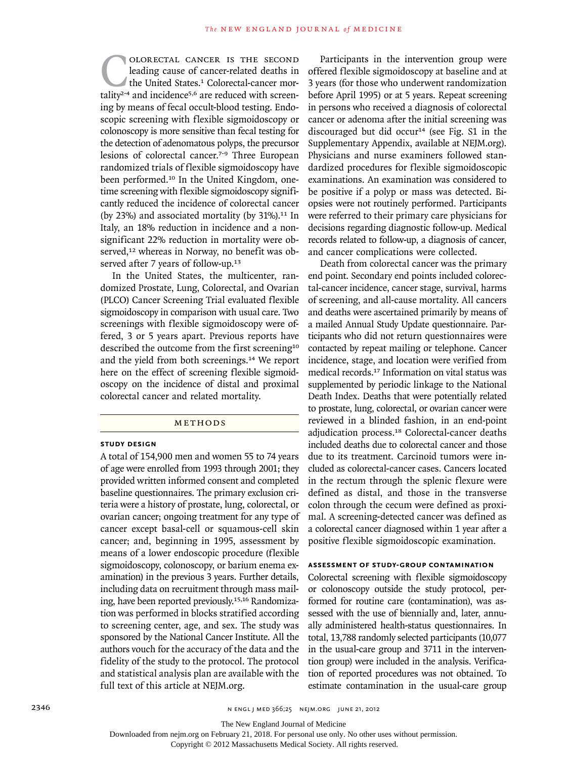Colorectal cancer is the second leading cause of cancer-related deaths in the United States.[1] Colorectal-cancer mortality[2-4] and incidence[5,6] are reduced with screening by means of fecal occult-blood testing. Endoscopic screening with flexible sigmoidoscopy or colonoscopy is more sensitive than fecal testing for the detection of adenomatous polyps, the precursor lesions of colorectal cancer.[7-9] Three European randomized trials of flexible sigmoidoscopy have been performed.[10] In the United Kingdom, one-time screening with flexible sigmoidoscopy significantly reduced the incidence of colorectal cancer (by 23%) and associated mortality (by 31%).[11] In Italy, an 18% reduction in incidence and a nonsignificant 22% reduction in mortality were observed,[12] whereas in Norway, no benefit was observed after 7 years of follow-up.[13]

In the United States, the multicenter, randomized Prostate, Lung, Colorectal, and Ovarian (PLCO) Cancer Screening Trial evaluated flexible sigmoidoscopy in comparison with usual care. Two screenings with flexible sigmoidoscopy were offered, 3 or 5 years apart. Previous reports have described the outcome from the first screening[10] and the yield from both screenings.[14] We report here on the effect of screening flexible sigmoidoscopy on the incidence of distal and proximal colorectal cancer and related mortality.

## Methods

### Study Design

A total of 154,900 men and women 55 to 74 years of age were enrolled from 1993 through 2001; they provided written informed consent and completed baseline questionnaires. The primary exclusion criteria were a history of prostate, lung, colorectal, or ovarian cancer; ongoing treatment for any type of cancer except basal-cell or squamous-cell skin cancer; and, beginning in 1995, assessment by means of a lower endoscopic procedure (flexible sigmoidoscopy, colonoscopy, or barium enema examination) in the previous 3 years. Further details, including data on recruitment through mass mailing, have been reported previously.[15,16] Randomization was performed in blocks stratified according to screening center, age, and sex. The study was sponsored by the National Cancer Institute. All the authors vouch for the accuracy of the data and the fidelity of the study to the protocol. The protocol and statistical analysis plan are available with the full text of this article at NEJM.org.

Participants in the intervention group were offered flexible sigmoidoscopy at baseline and at 3 years (for those who underwent randomization before April 1995) or at 5 years. Repeat screening in persons who received a diagnosis of colorectal cancer or adenoma after the initial screening was discouraged but did occur[14] (see Fig. S1 in the Supplementary Appendix, available at NEJM.org). Physicians and nurse examiners followed standardized procedures for flexible sigmoidoscopic examinations. An examination was considered to be positive if a polyp or mass was detected. Biopsies were not routinely performed. Participants were referred to their primary care physicians for decisions regarding diagnostic follow-up. Medical records related to follow-up, a diagnosis of cancer, and cancer complications were collected.

Death from colorectal cancer was the primary end point. Secondary end points included colorectal-cancer incidence, cancer stage, survival, harms of screening, and all-cause mortality. All cancers and deaths were ascertained primarily by means of a mailed Annual Study Update questionnaire. Participants who did not return questionnaires were contacted by repeat mailing or telephone. Cancer incidence, stage, and location were verified from medical records.[17] Information on vital status was supplemented by periodic linkage to the National Death Index. Deaths that were potentially related to prostate, lung, colorectal, or ovarian cancer were reviewed in a blinded fashion, in an end-point adjudication process.[18] Colorectal-cancer deaths included deaths due to colorectal cancer and those due to its treatment. Carcinoid tumors were included as colorectal-cancer cases. Cancers located in the rectum through the splenic flexure were defined as distal, and those in the transverse colon through the cecum were defined as proximal. A screening-detected cancer was defined as a colorectal cancer diagnosed within 1 year after a positive flexible sigmoidoscopic examination.

### Assessment of Study-Group Contamination

Colorectal screening with flexible sigmoidoscopy or colonoscopy outside the study protocol, performed for routine care (contamination), was assessed with the use of biennially and, later, annually administered health-status questionnaires. In total, 13,788 randomly selected participants (10,077 in the usual-care group and 3711 in the intervention group) were included in the analysis. Verification of reported procedures was not obtained. To estimate contamination in the usual-care group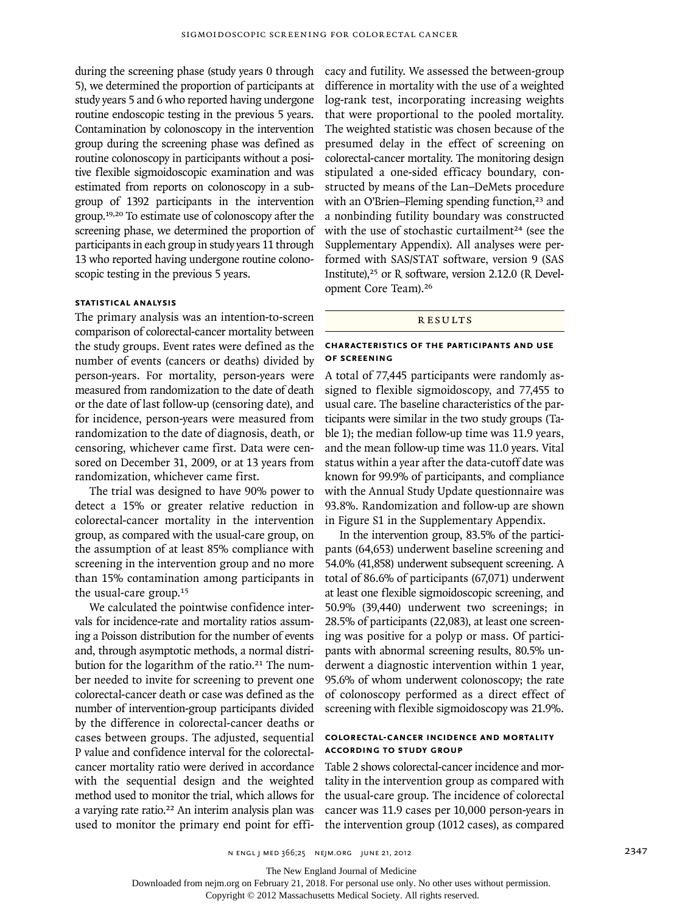during the screening phase (study years 0 through 5), we determined the proportion of participants at study years 5 and 6 who reported having undergone routine endoscopic testing in the previous 5 years. Contamination by colonoscopy in the intervention group during the screening phase was defined as routine colonoscopy in participants without a positive flexible sigmoidoscopic examination and was estimated from reports on colonoscopy in a subgroup of 1392 participants in the intervention group.[19,20] To estimate use of colonoscopy after the screening phase, we determined the proportion of participants in each group in study years 11 through 13 who reported having undergone routine colonoscopic testing in the previous 5 years.

### STATISTICAL ANALYSIS

The primary analysis was an intention-to-screen comparison of colorectal-cancer mortality between the study groups. Event rates were defined as the number of events (cancers or deaths) divided by person-years. For mortality, person-years were measured from randomization to the date of death or the date of last follow-up (censoring date), and for incidence, person-years were measured from randomization to the date of diagnosis, death, or censoring, whichever came first. Data were censored on December 31, 2009, or at 13 years from randomization, whichever came first.

The trial was designed to have 90% power to detect a 15% or greater relative reduction in colorectal-cancer mortality in the intervention group, as compared with the usual-care group, on the assumption of at least 85% compliance with screening in the intervention group and no more than 15% contamination among participants in the usual-care group.[15]

We calculated the pointwise confidence intervals for incidence-rate and mortality ratios assuming a Poisson distribution for the number of events and, through asymptotic methods, a normal distribution for the logarithm of the ratio.[21] The number needed to invite for screening to prevent one colorectal-cancer death or case was defined as the number of intervention-group participants divided by the difference in colorectal-cancer deaths or cases between groups. The adjusted, sequential P value and confidence interval for the colorectal-cancer mortality ratio were derived in accordance with the sequential design and the weighted method used to monitor the trial, which allows for a varying rate ratio.[22] An interim analysis plan was used to monitor the primary end point for efficacy and futility. We assessed the between-group difference in mortality with the use of a weighted log-rank test, incorporating increasing weights that were proportional to the pooled mortality. The weighted statistic was chosen because of the presumed delay in the effect of screening on colorectal-cancer mortality. The monitoring design stipulated a one-sided efficacy boundary, constructed by means of the Lan–DeMets procedure with an O'Brien–Fleming spending function,[23] and a nonbinding futility boundary was constructed with the use of stochastic curtailment[24] (see the Supplementary Appendix). All analyses were performed with SAS/STAT software, version 9 (SAS Institute),[25] or R software, version 2.12.0 (R Development Core Team).[26]

## RESULTS

### CHARACTERISTICS OF THE PARTICIPANTS AND USE OF SCREENING

A total of 77,445 participants were randomly assigned to flexible sigmoidoscopy, and 77,455 to usual care. The baseline characteristics of the participants were similar in the two study groups (Table 1); the median follow-up time was 11.9 years, and the mean follow-up time was 11.0 years. Vital status within a year after the data-cutoff date was known for 99.9% of participants, and compliance with the Annual Study Update questionnaire was 93.8%. Randomization and follow-up are shown in Figure S1 in the Supplementary Appendix.

In the intervention group, 83.5% of the participants (64,653) underwent baseline screening and 54.0% (41,858) underwent subsequent screening. A total of 86.6% of participants (67,071) underwent at least one flexible sigmoidoscopic screening, and 50.9% (39,440) underwent two screenings; in 28.5% of participants (22,083), at least one screening was positive for a polyp or mass. Of participants with abnormal screening results, 80.5% underwent a diagnostic intervention within 1 year, 95.6% of whom underwent colonoscopy; the rate of colonoscopy performed as a direct effect of screening with flexible sigmoidoscopy was 21.9%.

### COLORECTAL-CANCER INCIDENCE AND MORTALITY ACCORDING TO STUDY GROUP

Table 2 shows colorectal-cancer incidence and mortality in the intervention group as compared with the usual-care group. The incidence of colorectal cancer was 11.9 cases per 10,000 person-years in the intervention group (1012 cases), as compared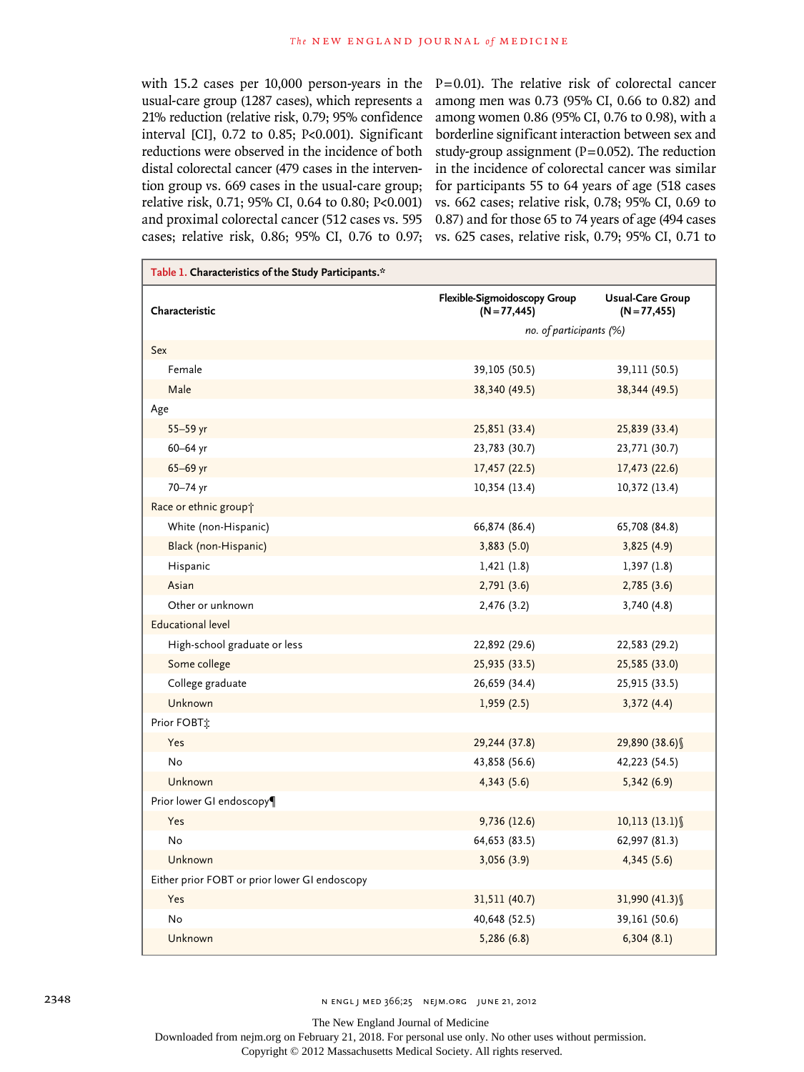with 15.2 cases per 10,000 person-years in the usual-care group (1287 cases), which represents a 21% reduction (relative risk, 0.79; 95% confidence interval [CI], 0.72 to 0.85; P<0.001). Significant reductions were observed in the incidence of both distal colorectal cancer (479 cases in the intervention group vs. 669 cases in the usual-care group; relative risk, 0.71; 95% CI, 0.64 to 0.80; P<0.001) and proximal colorectal cancer (512 cases vs. 595 cases; relative risk, 0.86; 95% CI, 0.76 to 0.97; P=0.01). The relative risk of colorectal cancer among men was 0.73 (95% CI, 0.66 to 0.82) and among women 0.86 (95% CI, 0.76 to 0.98), with a borderline significant interaction between sex and study-group assignment (P=0.052). The reduction in the incidence of colorectal cancer was similar for participants 55 to 64 years of age (518 cases vs. 662 cases; relative risk, 0.78; 95% CI, 0.69 to 0.87) and for those 65 to 74 years of age (494 cases vs. 625 cases, relative risk, 0.79; 95% CI, 0.71 to

**Table 1. Characteristics of the Study Participants.***

| Characteristic | Flexible-Sigmoidoscopy Group (N=77,445) | Usual-Care Group (N=77,455) |
|---|---|---|
| | *no. of participants (%)* | |
| Sex | | |
| Female | 39,105 (50.5) | 39,111 (50.5) |
| Male | 38,340 (49.5) | 38,344 (49.5) |
| Age | | |
| 55–59 yr | 25,851 (33.4) | 25,839 (33.4) |
| 60–64 yr | 23,783 (30.7) | 23,771 (30.7) |
| 65–69 yr | 17,457 (22.5) | 17,473 (22.6) |
| 70–74 yr | 10,354 (13.4) | 10,372 (13.4) |
| Race or ethnic group† | | |
| White (non-Hispanic) | 66,874 (86.4) | 65,708 (84.8) |
| Black (non-Hispanic) | 3,883 (5.0) | 3,825 (4.9) |
| Hispanic | 1,421 (1.8) | 1,397 (1.8) |
| Asian | 2,791 (3.6) | 2,785 (3.6) |
| Other or unknown | 2,476 (3.2) | 3,740 (4.8) |
| Educational level | | |
| High-school graduate or less | 22,892 (29.6) | 22,583 (29.2) |
| Some college | 25,935 (33.5) | 25,585 (33.0) |
| College graduate | 26,659 (34.4) | 25,915 (33.5) |
| Unknown | 1,959 (2.5) | 3,372 (4.4) |
| Prior FOBT‡ | | |
| Yes | 29,244 (37.8) | 29,890 (38.6)§ |
| No | 43,858 (56.6) | 42,223 (54.5) |
| Unknown | 4,343 (5.6) | 5,342 (6.9) |
| Prior lower GI endoscopy¶ | | |
| Yes | 9,736 (12.6) | 10,113 (13.1)§ |
| No | 64,653 (83.5) | 62,997 (81.3) |
| Unknown | 3,056 (3.9) | 4,345 (5.6) |
| Either prior FOBT or prior lower GI endoscopy | | |
| Yes | 31,511 (40.7) | 31,990 (41.3)§ |
| No | 40,648 (52.5) | 39,161 (50.6) |
| Unknown | 5,286 (6.8) | 6,304 (8.1) |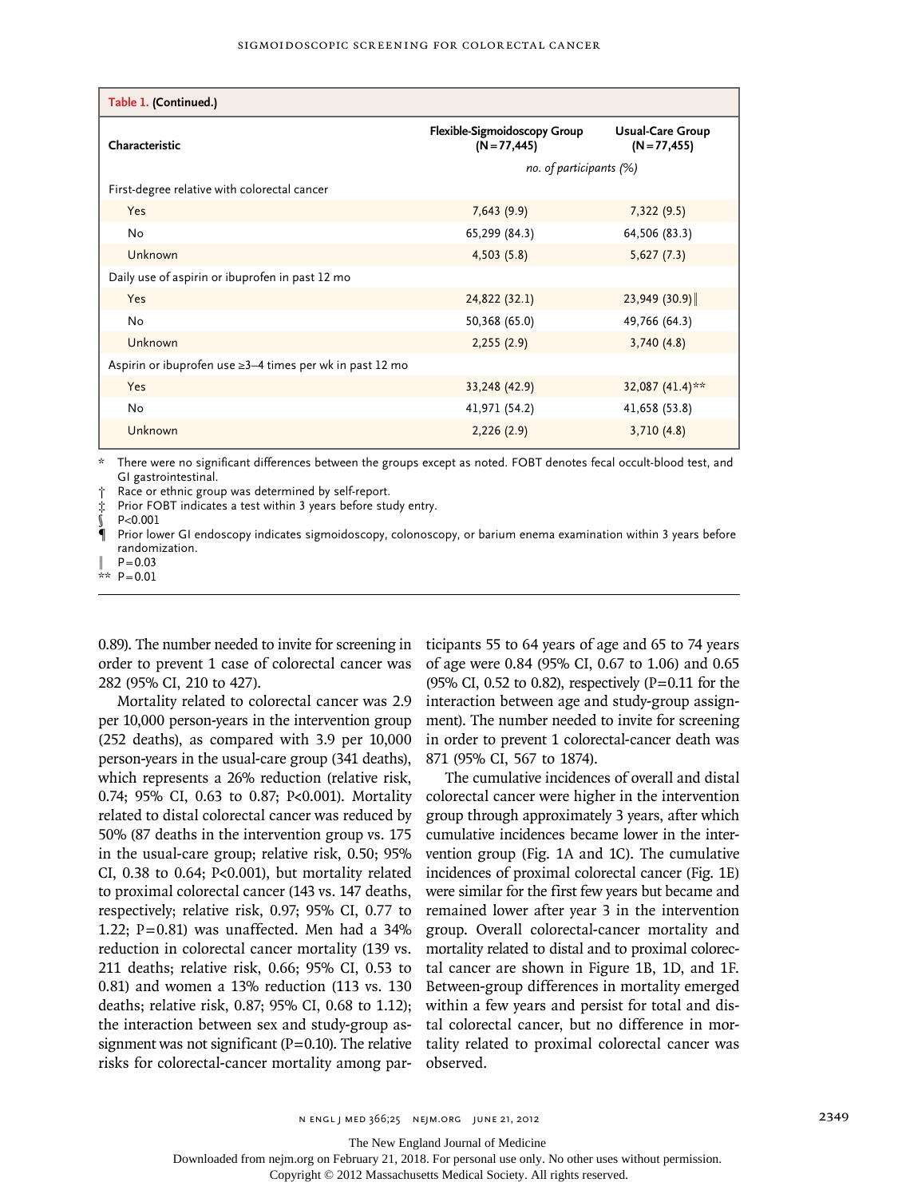**Table 1. (Continued.)**

| Characteristic | Flexible-Sigmoidoscopy Group (N=77,445) | Usual-Care Group (N=77,455) |
|---|---|---|
| | *no. of participants (%)* | |
| First-degree relative with colorectal cancer | | |
| Yes | 7,643 (9.9) | 7,322 (9.5) |
| No | 65,299 (84.3) | 64,506 (83.3) |
| Unknown | 4,503 (5.8) | 5,627 (7.3) |
| Daily use of aspirin or ibuprofen in past 12 mo | | |
| Yes | 24,822 (32.1) | 23,949 (30.9)‖ |
| No | 50,368 (65.0) | 49,766 (64.3) |
| Unknown | 2,255 (2.9) | 3,740 (4.8) |
| Aspirin or ibuprofen use ≥3–4 times per wk in past 12 mo | | |
| Yes | 33,248 (42.9) | 32,087 (41.4)** |
| No | 41,971 (54.2) | 41,658 (53.8) |
| Unknown | 2,226 (2.9) | 3,710 (4.8) |

\* There were no significant differences between the groups except as noted. FOBT denotes fecal occult-blood test, and GI gastrointestinal.
† Race or ethnic group was determined by self-report.
‡ Prior FOBT indicates a test within 3 years before study entry.
§ P<0.001
¶ Prior lower GI endoscopy indicates sigmoidoscopy, colonoscopy, or barium enema examination within 3 years before randomization.
‖ P=0.03
** P=0.01

0.89). The number needed to invite for screening in order to prevent 1 case of colorectal cancer was 282 (95% CI, 210 to 427).

Mortality related to colorectal cancer was 2.9 per 10,000 person-years in the intervention group (252 deaths), as compared with 3.9 per 10,000 person-years in the usual-care group (341 deaths), which represents a 26% reduction (relative risk, 0.74; 95% CI, 0.63 to 0.87; P<0.001). Mortality related to distal colorectal cancer was reduced by 50% (87 deaths in the intervention group vs. 175 in the usual-care group; relative risk, 0.50; 95% CI, 0.38 to 0.64; P<0.001), but mortality related to proximal colorectal cancer (143 vs. 147 deaths, respectively; relative risk, 0.97; 95% CI, 0.77 to 1.22; P=0.81) was unaffected. Men had a 34% reduction in colorectal cancer mortality (139 vs. 211 deaths; relative risk, 0.66; 95% CI, 0.53 to 0.81) and women a 13% reduction (113 vs. 130 deaths; relative risk, 0.87; 95% CI, 0.68 to 1.12); the interaction between sex and study-group assignment was not significant (P=0.10). The relative risks for colorectal-cancer mortality among participants 55 to 64 years of age and 65 to 74 years of age were 0.84 (95% CI, 0.67 to 1.06) and 0.65 (95% CI, 0.52 to 0.82), respectively (P=0.11 for the interaction between age and study-group assignment). The number needed to invite for screening in order to prevent 1 colorectal-cancer death was 871 (95% CI, 567 to 1874).

The cumulative incidences of overall and distal colorectal cancer were higher in the intervention group through approximately 3 years, after which cumulative incidences became lower in the intervention group (Fig. 1A and 1C). The cumulative incidences of proximal colorectal cancer (Fig. 1E) were similar for the first few years but became and remained lower after year 3 in the intervention group. Overall colorectal-cancer mortality and mortality related to distal and to proximal colorectal cancer are shown in Figure 1B, 1D, and 1F. Between-group differences in mortality emerged within a few years and persist for total and distal colorectal cancer, but no difference in mortality related to proximal colorectal cancer was observed.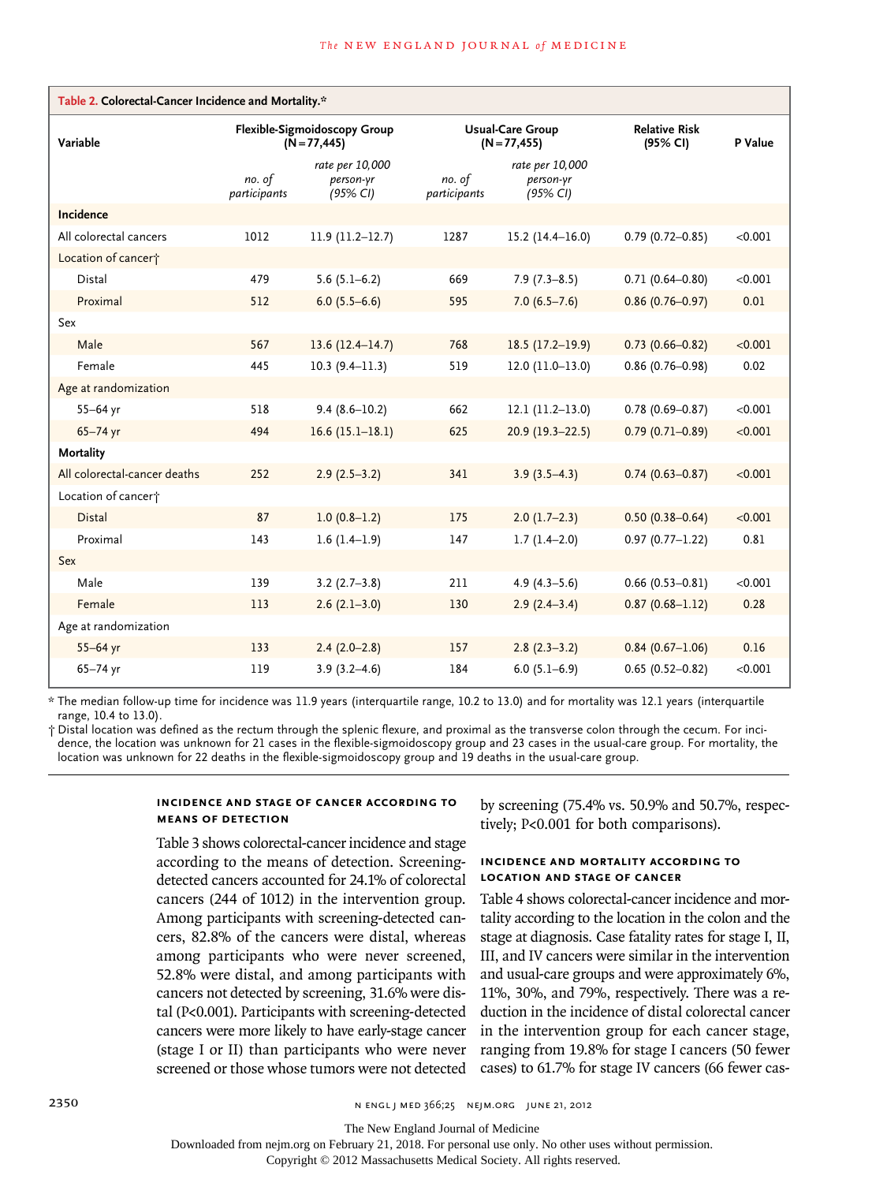**Table 2. Colorectal-Cancer Incidence and Mortality.***

| Variable | Flexible-Sigmoidoscopy Group (N=77,445) | | Usual-Care Group (N=77,455) | | Relative Risk (95% CI) | P Value |
|---|---|---|---|---|---|---|
| | *no. of participants* | *rate per 10,000 person-yr (95% CI)* | *no. of participants* | *rate per 10,000 person-yr (95% CI)* | | |
| **Incidence** | | | | | | |
| All colorectal cancers | 1012 | 11.9 (11.2–12.7) | 1287 | 15.2 (14.4–16.0) | 0.79 (0.72–0.85) | <0.001 |
| Location of cancer† | | | | | | |
| Distal | 479 | 5.6 (5.1–6.2) | 669 | 7.9 (7.3–8.5) | 0.71 (0.64–0.80) | <0.001 |
| Proximal | 512 | 6.0 (5.5–6.6) | 595 | 7.0 (6.5–7.6) | 0.86 (0.76–0.97) | 0.01 |
| Sex | | | | | | |
| Male | 567 | 13.6 (12.4–14.7) | 768 | 18.5 (17.2–19.9) | 0.73 (0.66–0.82) | <0.001 |
| Female | 445 | 10.3 (9.4–11.3) | 519 | 12.0 (11.0–13.0) | 0.86 (0.76–0.98) | 0.02 |
| Age at randomization | | | | | | |
| 55–64 yr | 518 | 9.4 (8.6–10.2) | 662 | 12.1 (11.2–13.0) | 0.78 (0.69–0.87) | <0.001 |
| 65–74 yr | 494 | 16.6 (15.1–18.1) | 625 | 20.9 (19.3–22.5) | 0.79 (0.71–0.89) | <0.001 |
| **Mortality** | | | | | | |
| All colorectal-cancer deaths | 252 | 2.9 (2.5–3.2) | 341 | 3.9 (3.5–4.3) | 0.74 (0.63–0.87) | <0.001 |
| Location of cancer† | | | | | | |
| Distal | 87 | 1.0 (0.8–1.2) | 175 | 2.0 (1.7–2.3) | 0.50 (0.38–0.64) | <0.001 |
| Proximal | 143 | 1.6 (1.4–1.9) | 147 | 1.7 (1.4–2.0) | 0.97 (0.77–1.22) | 0.81 |
| Sex | | | | | | |
| Male | 139 | 3.2 (2.7–3.8) | 211 | 4.9 (4.3–5.6) | 0.66 (0.53–0.81) | <0.001 |
| Female | 113 | 2.6 (2.1–3.0) | 130 | 2.9 (2.4–3.4) | 0.87 (0.68–1.12) | 0.28 |
| Age at randomization | | | | | | |
| 55–64 yr | 133 | 2.4 (2.0–2.8) | 157 | 2.8 (2.3–3.2) | 0.84 (0.67–1.06) | 0.16 |
| 65–74 yr | 119 | 3.9 (3.2–4.6) | 184 | 6.0 (5.1–6.9) | 0.65 (0.52–0.82) | <0.001 |

\* The median follow-up time for incidence was 11.9 years (interquartile range, 10.2 to 13.0) and for mortality was 12.1 years (interquartile range, 10.4 to 13.0).

† Distal location was defined as the rectum through the splenic flexure, and proximal as the transverse colon through the cecum. For incidence, the location was unknown for 21 cases in the flexible-sigmoidoscopy group and 23 cases in the usual-care group. For mortality, the location was unknown for 22 deaths in the flexible-sigmoidoscopy group and 19 deaths in the usual-care group.

### Incidence and Stage of Cancer According to Means of Detection

Table 3 shows colorectal-cancer incidence and stage according to the means of detection. Screening-detected cancers accounted for 24.1% of colorectal cancers (244 of 1012) in the intervention group. Among participants with screening-detected cancers, 82.8% of the cancers were distal, whereas among participants who were never screened, 52.8% were distal, and among participants with cancers not detected by screening, 31.6% were distal (P<0.001). Participants with screening-detected cancers were more likely to have early-stage cancer (stage I or II) than participants who were never screened or those whose tumors were not detected by screening (75.4% vs. 50.9% and 50.7%, respectively; P<0.001 for both comparisons).

### Incidence and Mortality According to Location and Stage of Cancer

Table 4 shows colorectal-cancer incidence and mortality according to the location in the colon and the stage at diagnosis. Case fatality rates for stage I, II, III, and IV cancers were similar in the intervention and usual-care groups and were approximately 6%, 11%, 30%, and 79%, respectively. There was a reduction in the incidence of distal colorectal cancer in the intervention group for each cancer stage, ranging from 19.8% for stage I cancers (50 fewer cases) to 61.7% for stage IV cancers (66 fewer cas-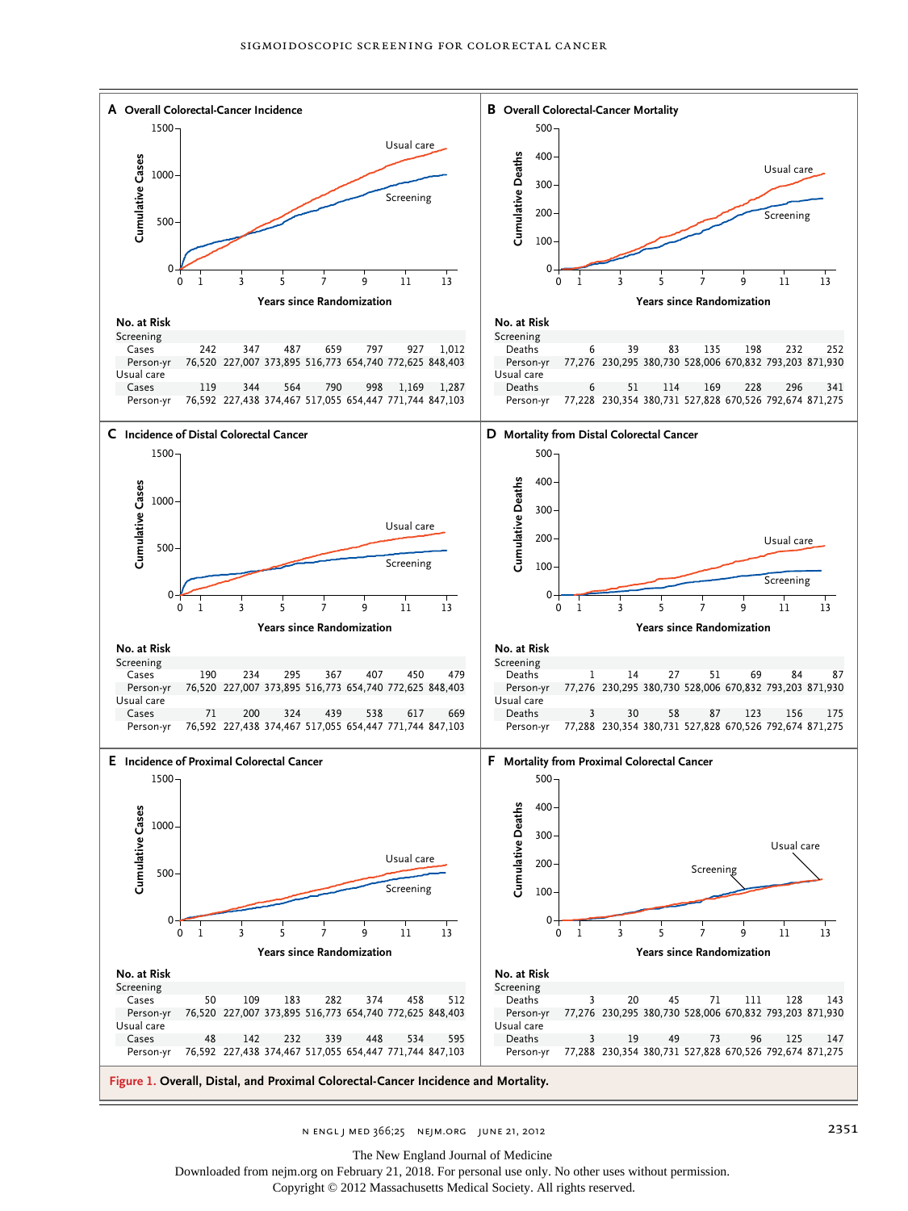**A Overall Colorectal-Cancer Incidence**

**No. at Risk**

| | | | | | | | |
|---|---|---|---|---|---|---|---|
| Screening | | | | | | | |
| Cases | 242 | 347 | 487 | 659 | 797 | 927 | 1,012 |
| Person-yr | 76,520 | 227,007 | 373,895 | 516,773 | 654,740 | 772,625 | 848,403 |
| Usual care | | | | | | | |
| Cases | 119 | 344 | 564 | 790 | 998 | 1,169 | 1,287 |
| Person-yr | 76,592 | 227,438 | 374,467 | 517,055 | 654,447 | 771,744 | 847,103 |

**B Overall Colorectal-Cancer Mortality**

**No. at Risk**

| | | | | | | | |
|---|---|---|---|---|---|---|---|
| Screening | | | | | | | |
| Deaths | 6 | 39 | 83 | 135 | 198 | 232 | 252 |
| Person-yr | 77,276 | 230,295 | 380,730 | 528,006 | 670,832 | 793,203 | 871,930 |
| Usual care | | | | | | | |
| Deaths | 6 | 51 | 114 | 169 | 228 | 296 | 341 |
| Person-yr | 77,228 | 230,354 | 380,731 | 527,828 | 670,526 | 792,674 | 871,275 |

**C Incidence of Distal Colorectal Cancer**

**No. at Risk**

| | | | | | | | |
|---|---|---|---|---|---|---|---|
| Screening | | | | | | | |
| Cases | 190 | 234 | 295 | 367 | 407 | 450 | 479 |
| Person-yr | 76,520 | 227,007 | 373,895 | 516,773 | 654,740 | 772,625 | 848,403 |
| Usual care | | | | | | | |
| Cases | 71 | 200 | 324 | 439 | 538 | 617 | 669 |
| Person-yr | 76,592 | 227,438 | 374,467 | 517,055 | 654,447 | 771,744 | 847,103 |

**D Mortality from Distal Colorectal Cancer**

**No. at Risk**

| | | | | | | | |
|---|---|---|---|---|---|---|---|
| Screening | | | | | | | |
| Deaths | 1 | 14 | 27 | 51 | 69 | 84 | 87 |
| Person-yr | 77,276 | 230,295 | 380,730 | 528,006 | 670,832 | 793,203 | 871,930 |
| Usual care | | | | | | | |
| Deaths | 3 | 30 | 58 | 87 | 123 | 156 | 175 |
| Person-yr | 77,288 | 230,354 | 380,731 | 527,828 | 670,526 | 792,674 | 871,275 |

**E Incidence of Proximal Colorectal Cancer**

**No. at Risk**

| | | | | | | | |
|---|---|---|---|---|---|---|---|
| Screening | | | | | | | |
| Cases | 50 | 109 | 183 | 282 | 374 | 458 | 512 |
| Person-yr | 76,520 | 227,007 | 373,895 | 516,773 | 654,740 | 772,625 | 848,403 |
| Usual care | | | | | | | |
| Cases | 48 | 142 | 232 | 339 | 448 | 534 | 595 |
| Person-yr | 76,592 | 227,438 | 374,467 | 517,055 | 654,447 | 771,744 | 847,103 |

**F Mortality from Proximal Colorectal Cancer**

**No. at Risk**

| | | | | | | | |
|---|---|---|---|---|---|---|---|
| Screening | | | | | | | |
| Deaths | 3 | 20 | 45 | 71 | 111 | 128 | 143 |
| Person-yr | 77,276 | 230,295 | 380,730 | 528,006 | 670,832 | 793,203 | 871,930 |
| Usual care | | | | | | | |
| Deaths | 3 | 19 | 49 | 73 | 96 | 125 | 147 |
| Person-yr | 77,288 | 230,354 | 380,731 | 527,828 | 670,526 | 792,674 | 871,275 |

**Figure 1. Overall, Distal, and Proximal Colorectal-Cancer Incidence and Mortality.**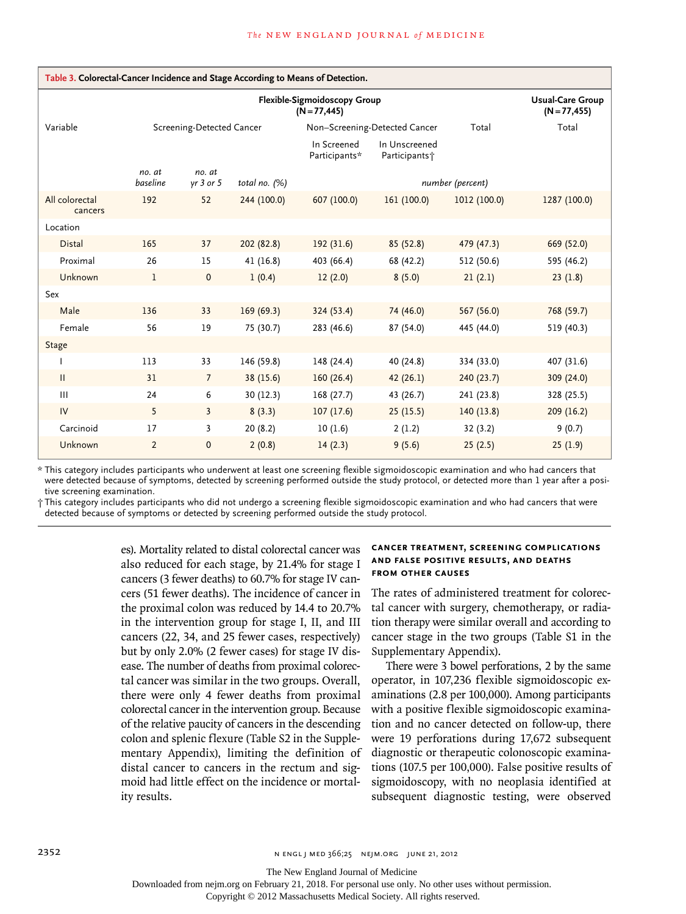**Table 3. Colorectal-Cancer Incidence and Stage According to Means of Detection.**

| Variable | Flexible-Sigmoidoscopy Group (N=77,445) | | | | | | Usual-Care Group (N=77,455) |
|---|---|---|---|---|---|---|---|
| | Screening-Detected Cancer | | | Non–Screening-Detected Cancer | | Total | Total |
| | | | | In Screened Participants* | In Unscreened Participants† | | |
| | *no. at baseline* | *no. at yr 3 or 5* | *total no. (%)* | *number (percent)* | | | |
| All colorectal cancers | 192 | 52 | 244 (100.0) | 607 (100.0) | 161 (100.0) | 1012 (100.0) | 1287 (100.0) |
| Location | | | | | | | |
| Distal | 165 | 37 | 202 (82.8) | 192 (31.6) | 85 (52.8) | 479 (47.3) | 669 (52.0) |
| Proximal | 26 | 15 | 41 (16.8) | 403 (66.4) | 68 (42.2) | 512 (50.6) | 595 (46.2) |
| Unknown | 1 | 0 | 1 (0.4) | 12 (2.0) | 8 (5.0) | 21 (2.1) | 23 (1.8) |
| Sex | | | | | | | |
| Male | 136 | 33 | 169 (69.3) | 324 (53.4) | 74 (46.0) | 567 (56.0) | 768 (59.7) |
| Female | 56 | 19 | 75 (30.7) | 283 (46.6) | 87 (54.0) | 445 (44.0) | 519 (40.3) |
| Stage | | | | | | | |
| I | 113 | 33 | 146 (59.8) | 148 (24.4) | 40 (24.8) | 334 (33.0) | 407 (31.6) |
| II | 31 | 7 | 38 (15.6) | 160 (26.4) | 42 (26.1) | 240 (23.7) | 309 (24.0) |
| III | 24 | 6 | 30 (12.3) | 168 (27.7) | 43 (26.7) | 241 (23.8) | 328 (25.5) |
| IV | 5 | 3 | 8 (3.3) | 107 (17.6) | 25 (15.5) | 140 (13.8) | 209 (16.2) |
| Carcinoid | 17 | 3 | 20 (8.2) | 10 (1.6) | 2 (1.2) | 32 (3.2) | 9 (0.7) |
| Unknown | 2 | 0 | 2 (0.8) | 14 (2.3) | 9 (5.6) | 25 (2.5) | 25 (1.9) |

\* This category includes participants who underwent at least one screening flexible sigmoidoscopic examination and who had cancers that were detected because of symptoms, detected by screening performed outside the study protocol, or detected more than 1 year after a positive screening examination.

† This category includes participants who did not undergo a screening flexible sigmoidoscopic examination and who had cancers that were detected because of symptoms or detected by screening performed outside the study protocol.

es). Mortality related to distal colorectal cancer was also reduced for each stage, by 21.4% for stage I cancers (3 fewer deaths) to 60.7% for stage IV cancers (51 fewer deaths). The incidence of cancer in the proximal colon was reduced by 14.4 to 20.7% in the intervention group for stage I, II, and III cancers (22, 34, and 25 fewer cases, respectively) but by only 2.0% (2 fewer cases) for stage IV disease. The number of deaths from proximal colorectal cancer was similar in the two groups. Overall, there were only 4 fewer deaths from proximal colorectal cancer in the intervention group. Because of the relative paucity of cancers in the descending colon and splenic flexure (Table S2 in the Supplementary Appendix), limiting the definition of distal cancer to cancers in the rectum and sigmoid had little effect on the incidence or mortality results.

### CANCER TREATMENT, SCREENING COMPLICATIONS AND FALSE POSITIVE RESULTS, AND DEATHS FROM OTHER CAUSES

The rates of administered treatment for colorectal cancer with surgery, chemotherapy, or radiation therapy were similar overall and according to cancer stage in the two groups (Table S1 in the Supplementary Appendix).

There were 3 bowel perforations, 2 by the same operator, in 107,236 flexible sigmoidoscopic examinations (2.8 per 100,000). Among participants with a positive flexible sigmoidoscopic examination and no cancer detected on follow-up, there were 19 perforations during 17,672 subsequent diagnostic or therapeutic colonoscopic examinations (107.5 per 100,000). False positive results of sigmoidoscopy, with no neoplasia identified at subsequent diagnostic testing, were observed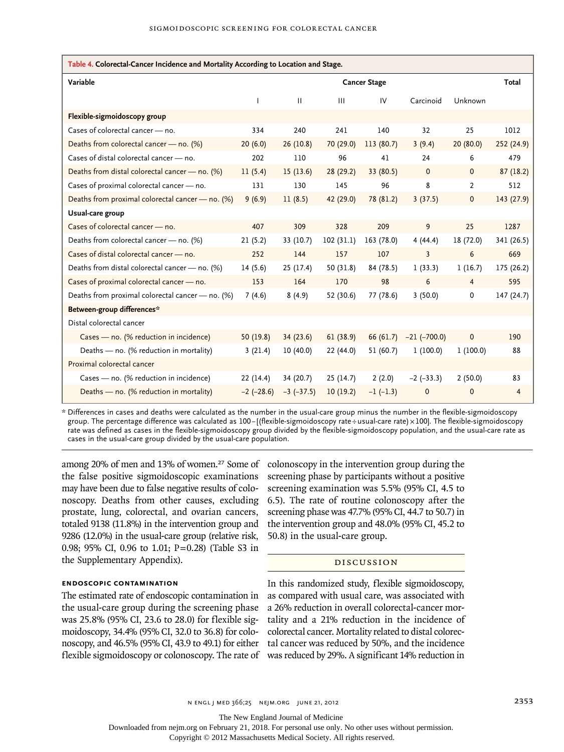**Table 4. Colorectal-Cancer Incidence and Mortality According to Location and Stage.**

| Variable | Cancer Stage | | | | | | Total |
|---|---|---|---|---|---|---|---|
| | I | II | III | IV | Carcinoid | Unknown | |
| **Flexible-sigmoidoscopy group** | | | | | | | |
| Cases of colorectal cancer — no. | 334 | 240 | 241 | 140 | 32 | 25 | 1012 |
| Deaths from colorectal cancer — no. (%) | 20 (6.0) | 26 (10.8) | 70 (29.0) | 113 (80.7) | 3 (9.4) | 20 (80.0) | 252 (24.9) |
| Cases of distal colorectal cancer — no. | 202 | 110 | 96 | 41 | 24 | 6 | 479 |
| Deaths from distal colorectal cancer — no. (%) | 11 (5.4) | 15 (13.6) | 28 (29.2) | 33 (80.5) | 0 | 0 | 87 (18.2) |
| Cases of proximal colorectal cancer — no. | 131 | 130 | 145 | 96 | 8 | 2 | 512 |
| Deaths from proximal colorectal cancer — no. (%) | 9 (6.9) | 11 (8.5) | 42 (29.0) | 78 (81.2) | 3 (37.5) | 0 | 143 (27.9) |
| **Usual-care group** | | | | | | | |
| Cases of colorectal cancer — no. | 407 | 309 | 328 | 209 | 9 | 25 | 1287 |
| Deaths from colorectal cancer — no. (%) | 21 (5.2) | 33 (10.7) | 102 (31.1) | 163 (78.0) | 4 (44.4) | 18 (72.0) | 341 (26.5) |
| Cases of distal colorectal cancer — no. | 252 | 144 | 157 | 107 | 3 | 6 | 669 |
| Deaths from distal colorectal cancer — no. (%) | 14 (5.6) | 25 (17.4) | 50 (31.8) | 84 (78.5) | 1 (33.3) | 1 (16.7) | 175 (26.2) |
| Cases of proximal colorectal cancer — no. | 153 | 164 | 170 | 98 | 6 | 4 | 595 |
| Deaths from proximal colorectal cancer — no. (%) | 7 (4.6) | 8 (4.9) | 52 (30.6) | 77 (78.6) | 3 (50.0) | 0 | 147 (24.7) |
| **Between-group differences*** | | | | | | | |
| Distal colorectal cancer | | | | | | | |
| Cases — no. (% reduction in incidence) | 50 (19.8) | 34 (23.6) | 61 (38.9) | 66 (61.7) | −21 (−700.0) | 0 | 190 |
| Deaths — no. (% reduction in mortality) | 3 (21.4) | 10 (40.0) | 22 (44.0) | 51 (60.7) | 1 (100.0) | 1 (100.0) | 88 |
| Proximal colorectal cancer | | | | | | | |
| Cases — no. (% reduction in incidence) | 22 (14.4) | 34 (20.7) | 25 (14.7) | 2 (2.0) | −2 (−33.3) | 2 (50.0) | 83 |
| Deaths — no. (% reduction in mortality) | −2 (−28.6) | −3 (−37.5) | 10 (19.2) | −1 (−1.3) | 0 | 0 | 4 |

\* Differences in cases and deaths were calculated as the number in the usual-care group minus the number in the flexible-sigmoidoscopy group. The percentage difference was calculated as 100−[(flexible-sigmoidoscopy rate÷usual-care rate)×100]. The flexible-sigmoidoscopy rate was defined as cases in the flexible-sigmoidoscopy group divided by the flexible-sigmoidoscopy population, and the usual-care rate as cases in the usual-care group divided by the usual-care population.

among 20% of men and 13% of women.[27] Some of the false positive sigmoidoscopic examinations may have been due to false negative results of colonoscopy. Deaths from other causes, excluding prostate, lung, colorectal, and ovarian cancers, totaled 9138 (11.8%) in the intervention group and 9286 (12.0%) in the usual-care group (relative risk, 0.98; 95% CI, 0.96 to 1.01; P=0.28) (Table S3 in the Supplementary Appendix).

### ENDOSCOPIC CONTAMINATION

The estimated rate of endoscopic contamination in the usual-care group during the screening phase was 25.8% (95% CI, 23.6 to 28.0) for flexible sigmoidoscopy, 34.4% (95% CI, 32.0 to 36.8) for colonoscopy, and 46.5% (95% CI, 43.9 to 49.1) for either flexible sigmoidoscopy or colonoscopy. The rate of colonoscopy in the intervention group during the screening phase by participants without a positive screening examination was 5.5% (95% CI, 4.5 to 6.5). The rate of routine colonoscopy after the screening phase was 47.7% (95% CI, 44.7 to 50.7) in the intervention group and 48.0% (95% CI, 45.2 to 50.8) in the usual-care group.

## DISCUSSION

In this randomized study, flexible sigmoidoscopy, as compared with usual care, was associated with a 26% reduction in overall colorectal-cancer mortality and a 21% reduction in the incidence of colorectal cancer. Mortality related to distal colorectal cancer was reduced by 50%, and the incidence was reduced by 29%. A significant 14% reduction in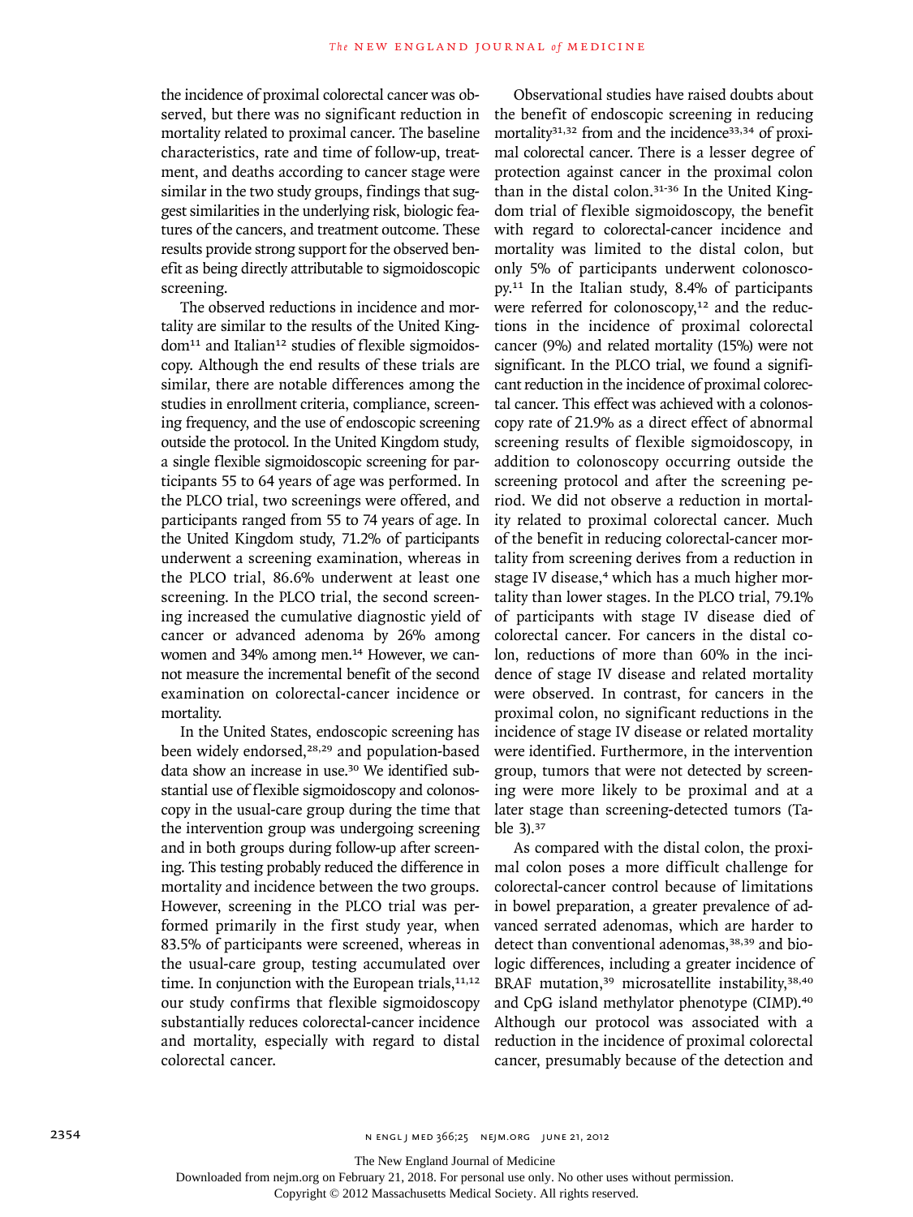the incidence of proximal colorectal cancer was observed, but there was no significant reduction in mortality related to proximal cancer. The baseline characteristics, rate and time of follow-up, treatment, and deaths according to cancer stage were similar in the two study groups, findings that suggest similarities in the underlying risk, biologic features of the cancers, and treatment outcome. These results provide strong support for the observed benefit as being directly attributable to sigmoidoscopic screening.

The observed reductions in incidence and mortality are similar to the results of the United Kingdom[11] and Italian[12] studies of flexible sigmoidoscopy. Although the end results of these trials are similar, there are notable differences among the studies in enrollment criteria, compliance, screening frequency, and the use of endoscopic screening outside the protocol. In the United Kingdom study, a single flexible sigmoidoscopic screening for participants 55 to 64 years of age was performed. In the PLCO trial, two screenings were offered, and participants ranged from 55 to 74 years of age. In the United Kingdom study, 71.2% of participants underwent a screening examination, whereas in the PLCO trial, 86.6% underwent at least one screening. In the PLCO trial, the second screening increased the cumulative diagnostic yield of cancer or advanced adenoma by 26% among women and 34% among men.[14] However, we cannot measure the incremental benefit of the second examination on colorectal-cancer incidence or mortality.

In the United States, endoscopic screening has been widely endorsed,[28,29] and population-based data show an increase in use.[30] We identified substantial use of flexible sigmoidoscopy and colonoscopy in the usual-care group during the time that the intervention group was undergoing screening and in both groups during follow-up after screening. This testing probably reduced the difference in mortality and incidence between the two groups. However, screening in the PLCO trial was performed primarily in the first study year, when 83.5% of participants were screened, whereas in the usual-care group, testing accumulated over time. In conjunction with the European trials,[11,12] our study confirms that flexible sigmoidoscopy substantially reduces colorectal-cancer incidence and mortality, especially with regard to distal colorectal cancer.

Observational studies have raised doubts about the benefit of endoscopic screening in reducing mortality[31,32] from and the incidence[33,34] of proximal colorectal cancer. There is a lesser degree of protection against cancer in the proximal colon than in the distal colon.[31-36] In the United Kingdom trial of flexible sigmoidoscopy, the benefit with regard to colorectal-cancer incidence and mortality was limited to the distal colon, but only 5% of participants underwent colonoscopy.[11] In the Italian study, 8.4% of participants were referred for colonoscopy,[12] and the reductions in the incidence of proximal colorectal cancer (9%) and related mortality (15%) were not significant. In the PLCO trial, we found a significant reduction in the incidence of proximal colorectal cancer. This effect was achieved with a colonoscopy rate of 21.9% as a direct effect of abnormal screening results of flexible sigmoidoscopy, in addition to colonoscopy occurring outside the screening protocol and after the screening period. We did not observe a reduction in mortality related to proximal colorectal cancer. Much of the benefit in reducing colorectal-cancer mortality from screening derives from a reduction in stage IV disease,[4] which has a much higher mortality than lower stages. In the PLCO trial, 79.1% of participants with stage IV disease died of colorectal cancer. For cancers in the distal colon, reductions of more than 60% in the incidence of stage IV disease and related mortality were observed. In contrast, for cancers in the proximal colon, no significant reductions in the incidence of stage IV disease or related mortality were identified. Furthermore, in the intervention group, tumors that were not detected by screening were more likely to be proximal and at a later stage than screening-detected tumors (Table 3).[37]

As compared with the distal colon, the proximal colon poses a more difficult challenge for colorectal-cancer control because of limitations in bowel preparation, a greater prevalence of advanced serrated adenomas, which are harder to detect than conventional adenomas,[38,39] and biologic differences, including a greater incidence of BRAF mutation,[39] microsatellite instability,[38,40] and CpG island methylator phenotype (CIMP).[40] Although our protocol was associated with a reduction in the incidence of proximal colorectal cancer, presumably because of the detection and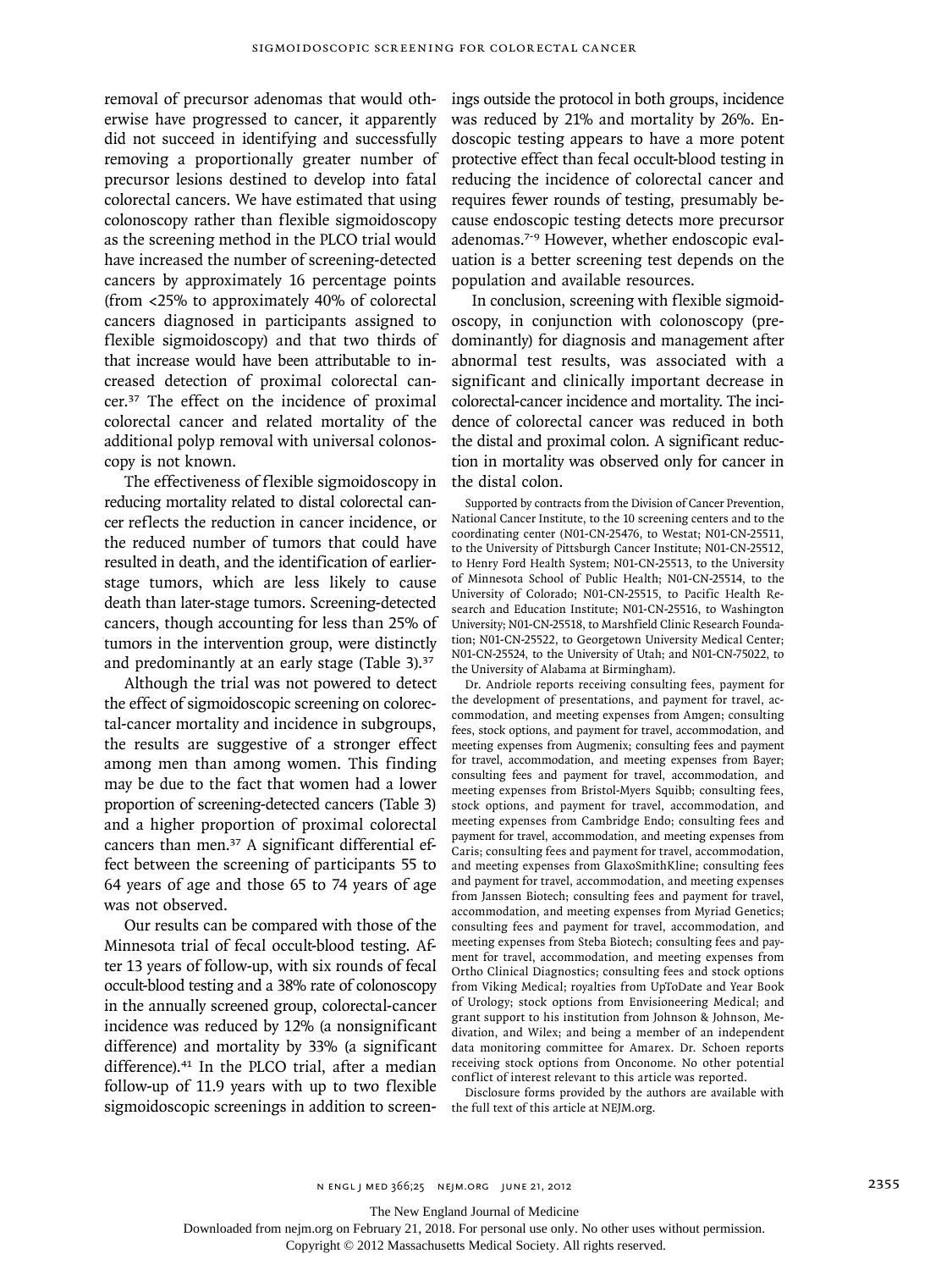removal of precursor adenomas that would otherwise have progressed to cancer, it apparently did not succeed in identifying and successfully removing a proportionally greater number of precursor lesions destined to develop into fatal colorectal cancers. We have estimated that using colonoscopy rather than flexible sigmoidoscopy as the screening method in the PLCO trial would have increased the number of screening-detected cancers by approximately 16 percentage points (from <25% to approximately 40% of colorectal cancers diagnosed in participants assigned to flexible sigmoidoscopy) and that two thirds of that increase would have been attributable to increased detection of proximal colorectal cancer.[37] The effect on the incidence of proximal colorectal cancer and related mortality of the additional polyp removal with universal colonoscopy is not known.

The effectiveness of flexible sigmoidoscopy in reducing mortality related to distal colorectal cancer reflects the reduction in cancer incidence, or the reduced number of tumors that could have resulted in death, and the identification of earlier-stage tumors, which are less likely to cause death than later-stage tumors. Screening-detected cancers, though accounting for less than 25% of tumors in the intervention group, were distinctly and predominantly at an early stage (Table 3).[37]

Although the trial was not powered to detect the effect of sigmoidoscopic screening on colorectal-cancer mortality and incidence in subgroups, the results are suggestive of a stronger effect among men than among women. This finding may be due to the fact that women had a lower proportion of screening-detected cancers (Table 3) and a higher proportion of proximal colorectal cancers than men.[37] A significant differential effect between the screening of participants 55 to 64 years of age and those 65 to 74 years of age was not observed.

Our results can be compared with those of the Minnesota trial of fecal occult-blood testing. After 13 years of follow-up, with six rounds of fecal occult-blood testing and a 38% rate of colonoscopy in the annually screened group, colorectal-cancer incidence was reduced by 12% (a nonsignificant difference) and mortality by 33% (a significant difference).[41] In the PLCO trial, after a median follow-up of 11.9 years with up to two flexible sigmoidoscopic screenings in addition to screenings outside the protocol in both groups, incidence was reduced by 21% and mortality by 26%. Endoscopic testing appears to have a more potent protective effect than fecal occult-blood testing in reducing the incidence of colorectal cancer and requires fewer rounds of testing, presumably because endoscopic testing detects more precursor adenomas.[7-9] However, whether endoscopic evaluation is a better screening test depends on the population and available resources.

In conclusion, screening with flexible sigmoidoscopy, in conjunction with colonoscopy (predominantly) for diagnosis and management after abnormal test results, was associated with a significant and clinically important decrease in colorectal-cancer incidence and mortality. The incidence of colorectal cancer was reduced in both the distal and proximal colon. A significant reduction in mortality was observed only for cancer in the distal colon.

Supported by contracts from the Division of Cancer Prevention, National Cancer Institute, to the 10 screening centers and to the coordinating center (N01-CN-25476, to Westat; N01-CN-25511, to the University of Pittsburgh Cancer Institute; N01-CN-25512, to Henry Ford Health System; N01-CN-25513, to the University of Minnesota School of Public Health; N01-CN-25514, to the University of Colorado; N01-CN-25515, to Pacific Health Research and Education Institute; N01-CN-25516, to Washington University; N01-CN-25518, to Marshfield Clinic Research Foundation; N01-CN-25522, to Georgetown University Medical Center; N01-CN-25524, to the University of Utah; and N01-CN-75022, to the University of Alabama at Birmingham).

Dr. Andriole reports receiving consulting fees, payment for the development of presentations, and payment for travel, accommodation, and meeting expenses from Amgen; consulting fees, stock options, and payment for travel, accommodation, and meeting expenses from Augmenix; consulting fees and payment for travel, accommodation, and meeting expenses from Bayer; consulting fees and payment for travel, accommodation, and meeting expenses from Bristol-Myers Squibb; consulting fees, stock options, and payment for travel, accommodation, and meeting expenses from Cambridge Endo; consulting fees and payment for travel, accommodation, and meeting expenses from Caris; consulting fees and payment for travel, accommodation, and meeting expenses from GlaxoSmithKline; consulting fees and payment for travel, accommodation, and meeting expenses from Janssen Biotech; consulting fees and payment for travel, accommodation, and meeting expenses from Myriad Genetics; consulting fees and payment for travel, accommodation, and meeting expenses from Steba Biotech; consulting fees and payment for travel, accommodation, and meeting expenses from Ortho Clinical Diagnostics; consulting fees and stock options from Viking Medical; royalties from UpToDate and Year Book of Urology; stock options from Envisioneering Medical; and grant support to his institution from Johnson & Johnson, Medivation, and Wilex; and being a member of an independent data monitoring committee for Amarex. Dr. Schoen reports receiving stock options from Onconome. No other potential conflict of interest relevant to this article was reported.

Disclosure forms provided by the authors are available with the full text of this article at NEJM.org.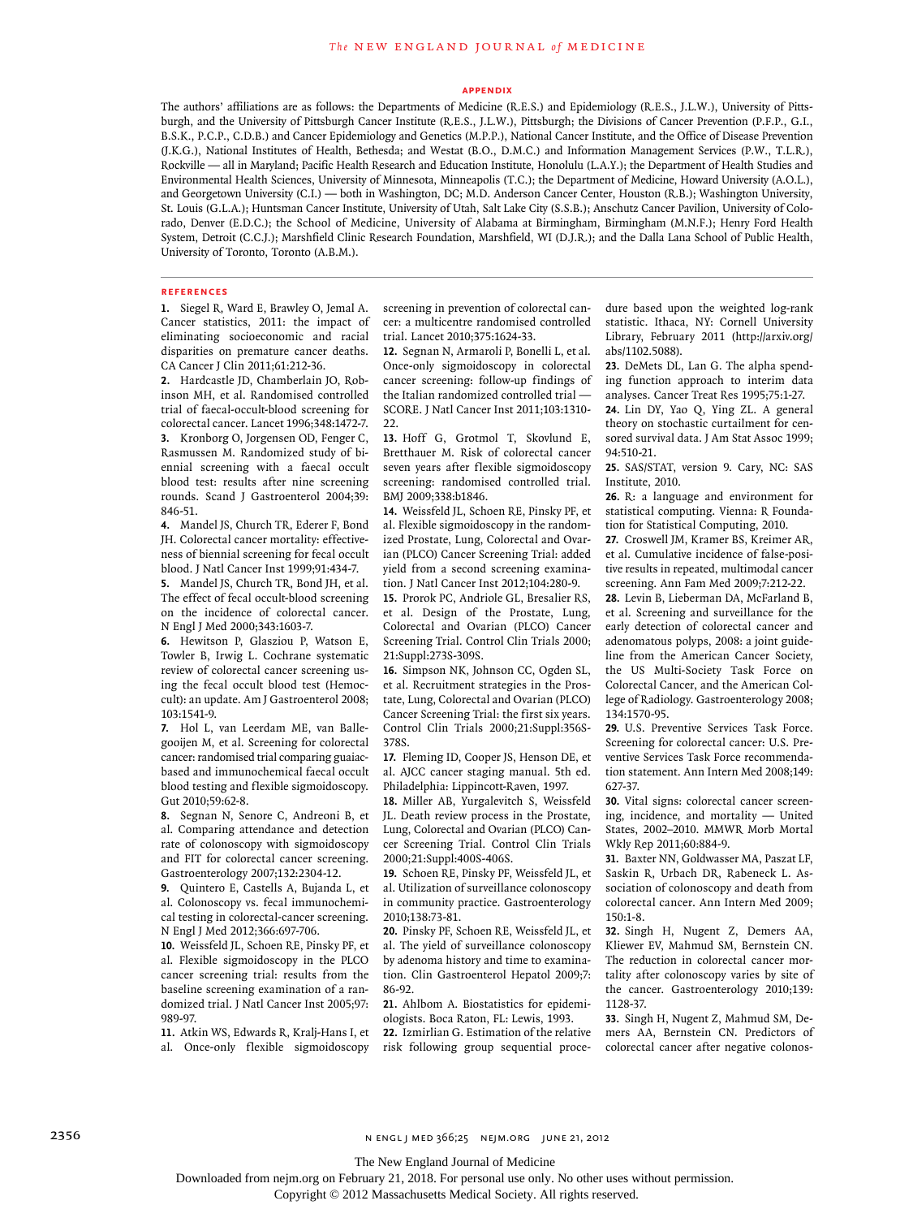## APPENDIX

The authors' affiliations are as follows: the Departments of Medicine (R.E.S.) and Epidemiology (R.E.S., J.L.W.), University of Pittsburgh, and the University of Pittsburgh Cancer Institute (R.E.S., J.L.W.), Pittsburgh; the Divisions of Cancer Prevention (P.F.P., G.I., B.S.K., P.C.P., C.D.B.) and Cancer Epidemiology and Genetics (M.P.P.), National Cancer Institute, and the Office of Disease Prevention (J.K.G.), National Institutes of Health, Bethesda; and Westat (B.O., D.M.C.) and Information Management Services (P.W., T.L.R.), Rockville — all in Maryland; Pacific Health Research and Education Institute, Honolulu (L.A.Y.); the Department of Health Studies and Environmental Health Sciences, University of Minnesota, Minneapolis (T.C.); the Department of Medicine, Howard University (A.O.L.), and Georgetown University (C.I.) — both in Washington, DC; M.D. Anderson Cancer Center, Houston (R.B.); Washington University, St. Louis (G.L.A.); Huntsman Cancer Institute, University of Utah, Salt Lake City (S.S.B.); Anschutz Cancer Pavilion, University of Colorado, Denver (E.D.C.); the School of Medicine, University of Alabama at Birmingham, Birmingham (M.N.F.); Henry Ford Health System, Detroit (C.C.J.); Marshfield Clinic Research Foundation, Marshfield, WI (D.J.R.); and the Dalla Lana School of Public Health, University of Toronto, Toronto (A.B.M.).

## REFERENCES

1. Siegel R, Ward E, Brawley O, Jemal A. Cancer statistics, 2011: the impact of eliminating socioeconomic and racial disparities on premature cancer deaths. CA Cancer J Clin 2011;61:212-36.
2. Hardcastle JD, Chamberlain JO, Robinson MH, et al. Randomised controlled trial of faecal-occult-blood screening for colorectal cancer. Lancet 1996;348:1472-7.
3. Kronborg O, Jorgensen OD, Fenger C, Rasmussen M. Randomized study of biennial screening with a faecal occult blood test: results after nine screening rounds. Scand J Gastroenterol 2004;39:846-51.
4. Mandel JS, Church TR, Ederer F, Bond JH. Colorectal cancer mortality: effectiveness of biennial screening for fecal occult blood. J Natl Cancer Inst 1999;91:434-7.
5. Mandel JS, Church TR, Bond JH, et al. The effect of fecal occult-blood screening on the incidence of colorectal cancer. N Engl J Med 2000;343:1603-7.
6. Hewitson P, Glasziou P, Watson E, Towler B, Irwig L. Cochrane systematic review of colorectal cancer screening using the fecal occult blood test (Hemoccult): an update. Am J Gastroenterol 2008;103:1541-9.
7. Hol L, van Leerdam ME, van Ballegooijen M, et al. Screening for colorectal cancer: randomised trial comparing guaiac-based and immunochemical faecal occult blood testing and flexible sigmoidoscopy. Gut 2010;59:62-8.
8. Segnan N, Senore C, Andreoni B, et al. Comparing attendance and detection rate of colonoscopy with sigmoidoscopy and FIT for colorectal cancer screening. Gastroenterology 2007;132:2304-12.
9. Quintero E, Castells A, Bujanda L, et al. Colonoscopy vs. fecal immunochemical testing in colorectal-cancer screening. N Engl J Med 2012;366:697-706.
10. Weissfeld JL, Schoen RE, Pinsky PF, et al. Flexible sigmoidoscopy in the PLCO cancer screening trial: results from the baseline screening examination of a randomized trial. J Natl Cancer Inst 2005;97:989-97.
11. Atkin WS, Edwards R, Kralj-Hans I, et al. Once-only flexible sigmoidoscopy screening in prevention of colorectal cancer: a multicentre randomised controlled trial. Lancet 2010;375:1624-33.
12. Segnan N, Armaroli P, Bonelli L, et al. Once-only sigmoidoscopy in colorectal cancer screening: follow-up findings of the Italian randomized controlled trial — SCORE. J Natl Cancer Inst 2011;103:1310-22.
13. Hoff G, Grotmol T, Skovlund E, Bretthauer M. Risk of colorectal cancer seven years after flexible sigmoidoscopy screening: randomised controlled trial. BMJ 2009;338:b1846.
14. Weissfeld JL, Schoen RE, Pinsky PF, et al. Flexible sigmoidoscopy in the randomized Prostate, Lung, Colorectal and Ovarian (PLCO) Cancer Screening Trial: added yield from a second screening examination. J Natl Cancer Inst 2012;104:280-9.
15. Prorok PC, Andriole GL, Bresalier RS, et al. Design of the Prostate, Lung, Colorectal and Ovarian (PLCO) Cancer Screening Trial. Control Clin Trials 2000;21:Suppl:273S-309S.
16. Simpson NK, Johnson CC, Ogden SL, et al. Recruitment strategies in the Prostate, Lung, Colorectal and Ovarian (PLCO) Cancer Screening Trial: the first six years. Control Clin Trials 2000;21:Suppl:356S-378S.
17. Fleming ID, Cooper JS, Henson DE, et al. AJCC cancer staging manual. 5th ed. Philadelphia: Lippincott-Raven, 1997.
18. Miller AB, Yurgalevitch S, Weissfeld JL. Death review process in the Prostate, Lung, Colorectal and Ovarian (PLCO) Cancer Screening Trial. Control Clin Trials 2000;21:Suppl:400S-406S.
19. Schoen RE, Pinsky PF, Weissfeld JL, et al. Utilization of surveillance colonoscopy in community practice. Gastroenterology 2010;138:73-81.
20. Pinsky PF, Schoen RE, Weissfeld JL, et al. The yield of surveillance colonoscopy by adenoma history and time to examination. Clin Gastroenterol Hepatol 2009;7:86-92.
21. Ahlbom A. Biostatistics for epidemiologists. Boca Raton, FL: Lewis, 1993.
22. Izmirlian G. Estimation of the relative risk following group sequential procedure based upon the weighted log-rank statistic. Ithaca, NY: Cornell University Library, February 2011 (http://arxiv.org/abs/1102.5088).
23. DeMets DL, Lan G. The alpha spending function approach to interim data analyses. Cancer Treat Res 1995;75:1-27.
24. Lin DY, Yao Q, Ying ZL. A general theory on stochastic curtailment for censored survival data. J Am Stat Assoc 1999;94:510-21.
25. SAS/STAT, version 9. Cary, NC: SAS Institute, 2010.
26. R: a language and environment for statistical computing. Vienna: R Foundation for Statistical Computing, 2010.
27. Croswell JM, Kramer BS, Kreimer AR, et al. Cumulative incidence of false-positive results in repeated, multimodal cancer screening. Ann Fam Med 2009;7:212-22.
28. Levin B, Lieberman DA, McFarland B, et al. Screening and surveillance for the early detection of colorectal cancer and adenomatous polyps, 2008: a joint guideline from the American Cancer Society, the US Multi-Society Task Force on Colorectal Cancer, and the American College of Radiology. Gastroenterology 2008;134:1570-95.
29. U.S. Preventive Services Task Force. Screening for colorectal cancer: U.S. Preventive Services Task Force recommendation statement. Ann Intern Med 2008;149:627-37.
30. Vital signs: colorectal cancer screening, incidence, and mortality — United States, 2002–2010. MMWR Morb Mortal Wkly Rep 2011;60:884-9.
31. Baxter NN, Goldwasser MA, Paszat LF, Saskin R, Urbach DR, Rabeneck L. Association of colonoscopy and death from colorectal cancer. Ann Intern Med 2009;150:1-8.
32. Singh H, Nugent Z, Demers AA, Kliewer EV, Mahmud SM, Bernstein CN. The reduction in colorectal cancer mortality after colonoscopy varies by site of the cancer. Gastroenterology 2010;139:1128-37.
33. Singh H, Nugent Z, Mahmud SM, Demers AA, Bernstein CN. Predictors of colorectal cancer after negative colonos-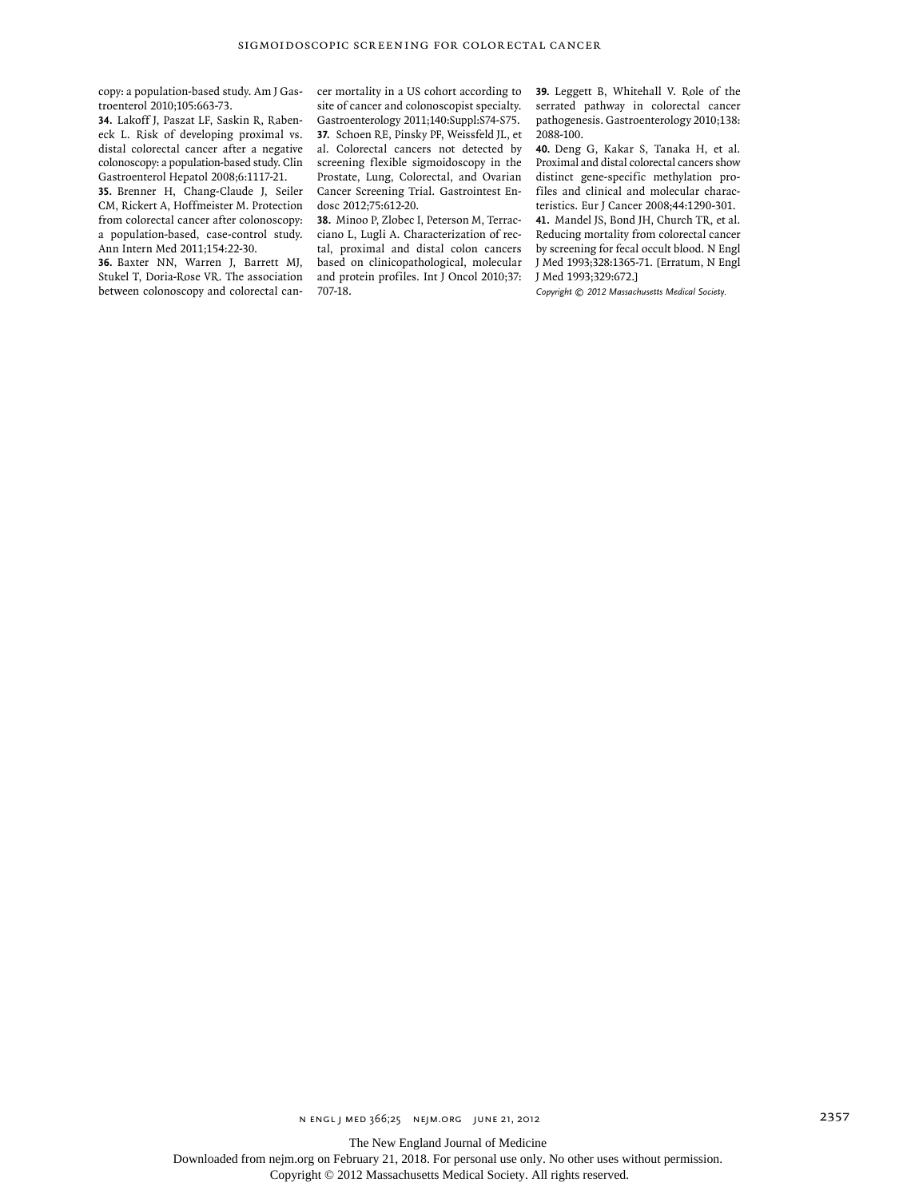copy: a population-based study. Am J Gastroenterol 2010;105:663-73.

**34.** Lakoff J, Paszat LF, Saskin R, Rabeneck L. Risk of developing proximal vs. distal colorectal cancer after a negative colonoscopy: a population-based study. Clin Gastroenterol Hepatol 2008;6:1117-21.

**35.** Brenner H, Chang-Claude J, Seiler CM, Rickert A, Hoffmeister M. Protection from colorectal cancer after colonoscopy: a population-based, case-control study. Ann Intern Med 2011;154:22-30.

**36.** Baxter NN, Warren J, Barrett MJ, Stukel T, Doria-Rose VR. The association between colonoscopy and colorectal cancer mortality in a US cohort according to site of cancer and colonoscopist specialty. Gastroenterology 2011;140:Suppl:S74-S75.

**37.** Schoen RE, Pinsky PF, Weissfeld JL, et al. Colorectal cancers not detected by screening flexible sigmoidoscopy in the Prostate, Lung, Colorectal, and Ovarian Cancer Screening Trial. Gastrointest Endosc 2012;75:612-20.

**38.** Minoo P, Zlobec I, Peterson M, Terracciano L, Lugli A. Characterization of rectal, proximal and distal colon cancers based on clinicopathological, molecular and protein profiles. Int J Oncol 2010;37:707-18.

**39.** Leggett B, Whitehall V. Role of the serrated pathway in colorectal cancer pathogenesis. Gastroenterology 2010;138:2088-100.

**40.** Deng G, Kakar S, Tanaka H, et al. Proximal and distal colorectal cancers show distinct gene-specific methylation profiles and clinical and molecular characteristics. Eur J Cancer 2008;44:1290-301.

**41.** Mandel JS, Bond JH, Church TR, et al. Reducing mortality from colorectal cancer by screening for fecal occult blood. N Engl J Med 1993;328:1365-71. [Erratum, N Engl J Med 1993;329:672.]

*Copyright © 2012 Massachusetts Medical Society.*